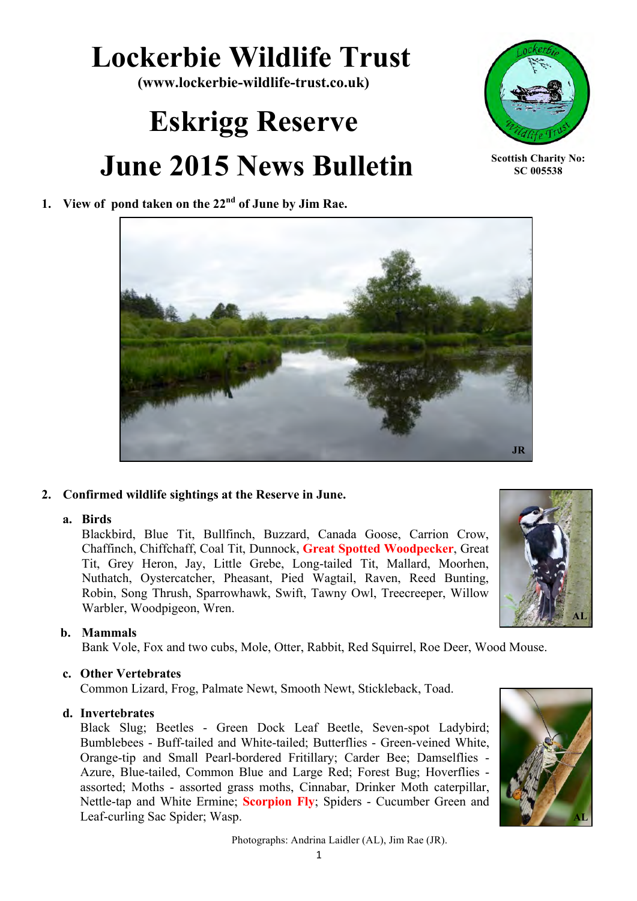# Lockerbie Wildlife Trust

**(www.lockerbie-wildlife-trust.co.uk)**

# Eskrigg Reserve

# June 2015 News Bulletin

**Scottish Charity No: SC 005538**

**1. View of pond taken on the 22nd of June by Jim Rae.**

**2. Confirmed wildlife sightings at the Reserve in June.**

**a. Birds**

Blackbird, Blue Tit, Bullfinch, Buzzard, Canada Goose, Carrion Crow, Chaffinch, Chiffchaff, Coal Tit, Dunnock, **Great Spotted Woodpecker**, Great Tit, Grey Heron, Jay, Little Grebe, Long-tailed Tit, Mallard, Moorhen, Nuthatch, Oystercatcher, Pheasant, Pied Wagtail, Raven, Reed Bunting, Robin, Song Thrush, Sparrowhawk, Swift, Tawny Owl, Treecreeper, Willow Warbler, Woodpigeon, Wren.

**b. Mammals**

Bank Vole, Fox and two cubs, Mole, Otter, Rabbit, Red Squirrel, Roe Deer, Wood Mouse.

**c. Other Vertebrates**

Common Lizard, Frog, Palmate Newt, Smooth Newt, Stickleback, Toad.

**d. Invertebrates**

Black Slug; Beetles - Green Dock Leaf Beetle, Seven-spot Ladybird; Bumblebees - Buff-tailed and White-tailed; Butterflies - Green-veined White, Orange-tip and Small Pearl-bordered Fritillary; Carder Bee; Damselflies - Azure, Blue-tailed, Common Blue and Large Red; Forest Bug; Hoverflies - assorted; Moths - assorted grass moths, Cinnabar, Drinker Moth caterpillar, Nettle-tap and White Ermine; **Scorpion Fly**; Spiders - Cucumber Green and Leaf-curling Sac Spider; Wasp.

Photographs: Andrina Laidler (AL), Jim Rae (JR).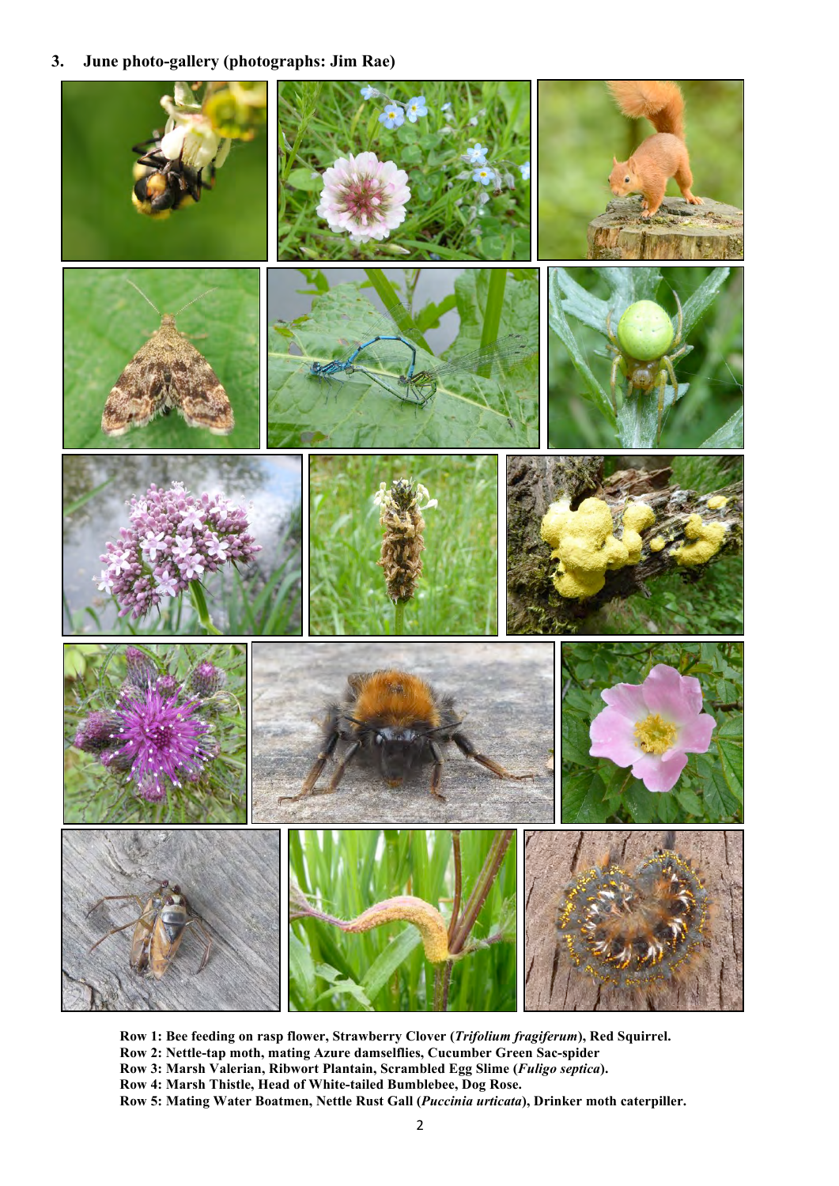## 3. June photo-gallery (photographs: Jim Rae)

**Row 1: Bee feeding on rasp flower, Strawberry Clover (*Trifolium fragiferum*), Red Squirrel.**
**Row 2: Nettle-tap moth, mating Azure damselflies, Cucumber Green Sac-spider**
**Row 3: Marsh Valerian, Ribwort Plantain, Scrambled Egg Slime (*Fuligo septica*).**
**Row 4: Marsh Thistle, Head of White-tailed Bumblebee, Dog Rose.**
**Row 5: Mating Water Boatmen, Nettle Rust Gall (*Puccinia urticata*), Drinker moth caterpiller.**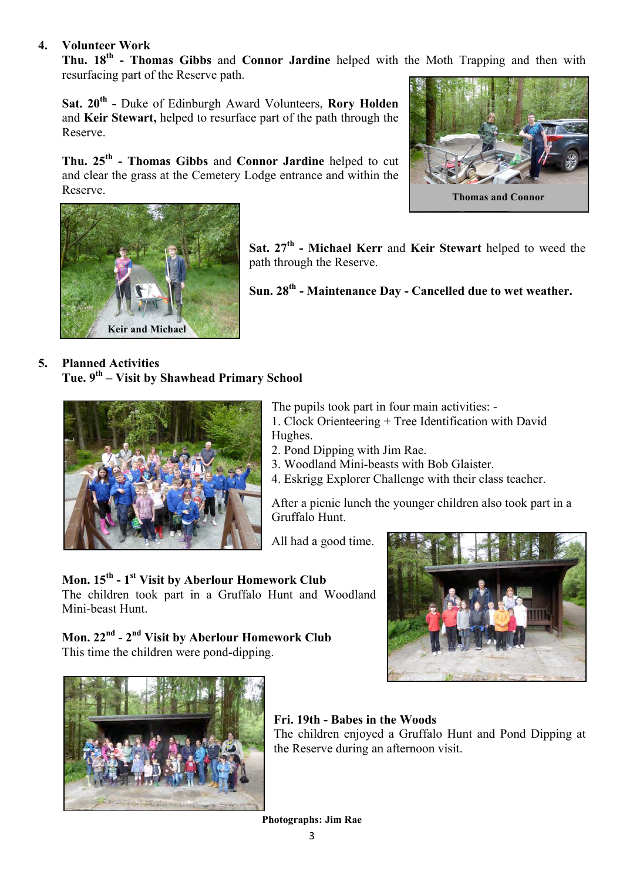## 4. Volunteer Work

**Thu. 18th - Thomas Gibbs** and **Connor Jardine** helped with the Moth Trapping and then with resurfacing part of the Reserve path.

**Sat. 20th -** Duke of Edinburgh Award Volunteers, **Rory Holden** and **Keir Stewart,** helped to resurface part of the path through the Reserve.

**Thu. 25th - Thomas Gibbs** and **Connor Jardine** helped to cut and clear the grass at the Cemetery Lodge entrance and within the Reserve.

Thomas and Connor

Keir and Michael

**Sat. 27th - Michael Kerr** and **Keir Stewart** helped to weed the path through the Reserve.

**Sun. 28th - Maintenance Day - Cancelled due to wet weather.**

## 5. Planned Activities

**Tue. 9th – Visit by Shawhead Primary School**

The pupils took part in four main activities: -

1. Clock Orienteering + Tree Identification with David Hughes.
2. Pond Dipping with Jim Rae.
3. Woodland Mini-beasts with Bob Glaister.
4. Eskrigg Explorer Challenge with their class teacher.

After a picnic lunch the younger children also took part in a Gruffalo Hunt.

All had a good time.

**Mon. 15th - 1st Visit by Aberlour Homework Club**
The children took part in a Gruffalo Hunt and Woodland Mini-beast Hunt.

**Mon. 22nd - 2nd Visit by Aberlour Homework Club**
This time the children were pond-dipping.

**Fri. 19th - Babes in the Woods**
The children enjoyed a Gruffalo Hunt and Pond Dipping at the Reserve during an afternoon visit.

**Photographs: Jim Rae**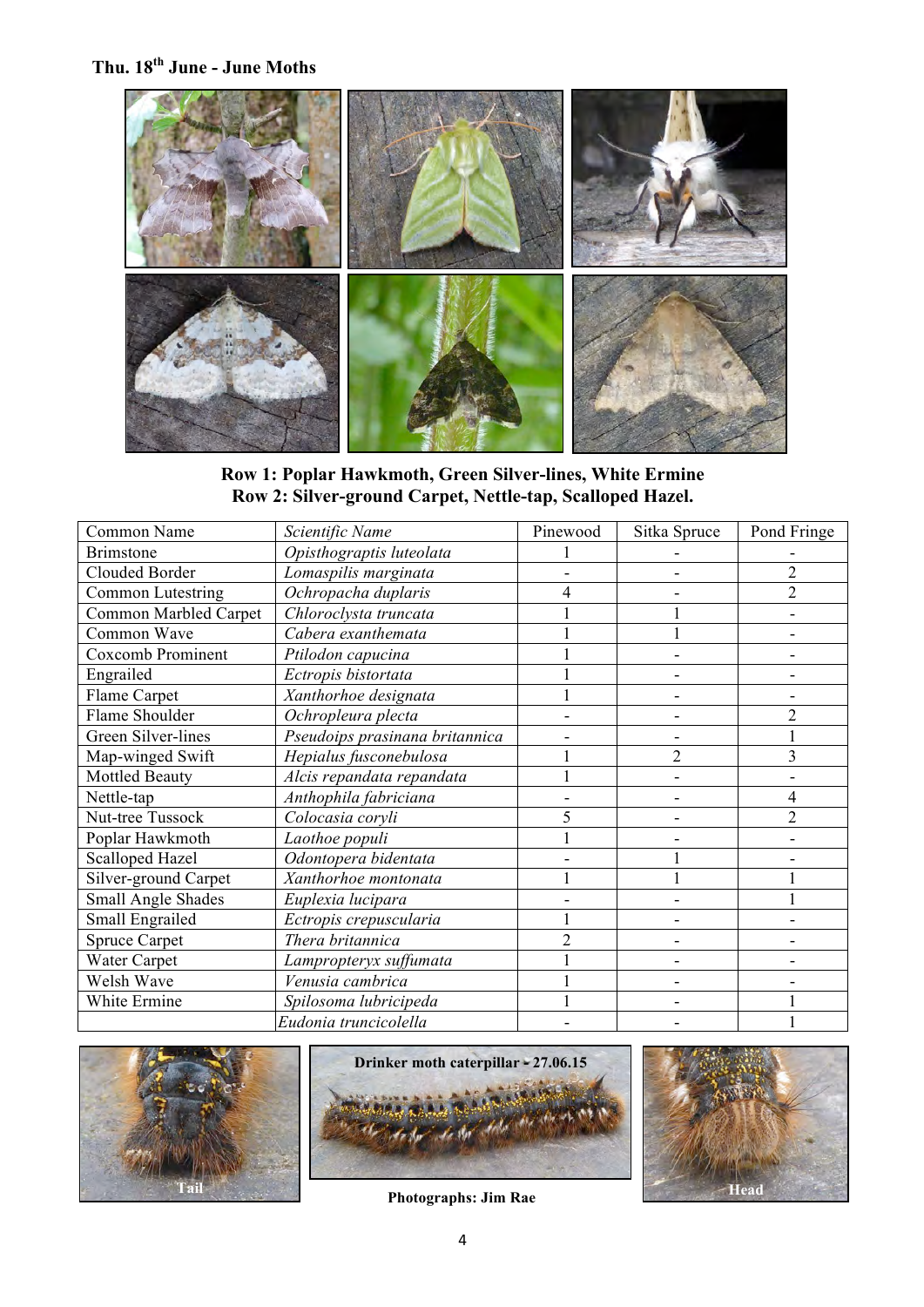**Thu. 18th June - June Moths**

**Row 1: Poplar Hawkmoth, Green Silver-lines, White Ermine**
**Row 2: Silver-ground Carpet, Nettle-tap, Scalloped Hazel.**

| Common Name | Scientific Name | Pinewood | Sitka Spruce | Pond Fringe |
|---|---|---|---|---|
| Brimstone | *Opisthograptis luteolata* | 1 | - | - |
| Clouded Border | *Lomaspilis marginata* | - | - | 2 |
| Common Lutestring | *Ochropacha duplaris* | 4 | - | 2 |
| Common Marbled Carpet | *Chloroclysta truncata* | 1 | 1 | - |
| Common Wave | *Cabera exanthemata* | 1 | 1 | - |
| Coxcomb Prominent | *Ptilodon capucina* | 1 | - | - |
| Engrailed | *Ectropis bistortata* | 1 | - | - |
| Flame Carpet | *Xanthorhoe designata* | 1 | - | - |
| Flame Shoulder | *Ochropleura plecta* | - | - | 2 |
| Green Silver-lines | *Pseudoips prasinana britannica* | - | - | 1 |
| Map-winged Swift | *Hepialus fusconebulosa* | 1 | 2 | 3 |
| Mottled Beauty | *Alcis repandata repandata* | 1 | - | - |
| Nettle-tap | *Anthophila fabriciana* | - | - | 4 |
| Nut-tree Tussock | *Colocasia coryli* | 5 | - | 2 |
| Poplar Hawkmoth | *Laothoe populi* | 1 | - | - |
| Scalloped Hazel | *Odontopera bidentata* | - | 1 | - |
| Silver-ground Carpet | *Xanthorhoe montonata* | 1 | 1 | 1 |
| Small Angle Shades | *Euplexia lucipara* | - | - | 1 |
| Small Engrailed | *Ectropis crepuscularia* | 1 | - | - |
| Spruce Carpet | *Thera britannica* | 2 | - | - |
| Water Carpet | *Lampropteryx suffumata* | 1 | - | - |
| Welsh Wave | *Venusia cambrica* | 1 | - | - |
| White Ermine | *Spilosoma lubricipeda* | 1 | - | 1 |
| | *Eudonia truncicolella* | - | - | 1 |

Tail

Drinker moth caterpillar - 27.06.15

Head

**Photographs: Jim Rae**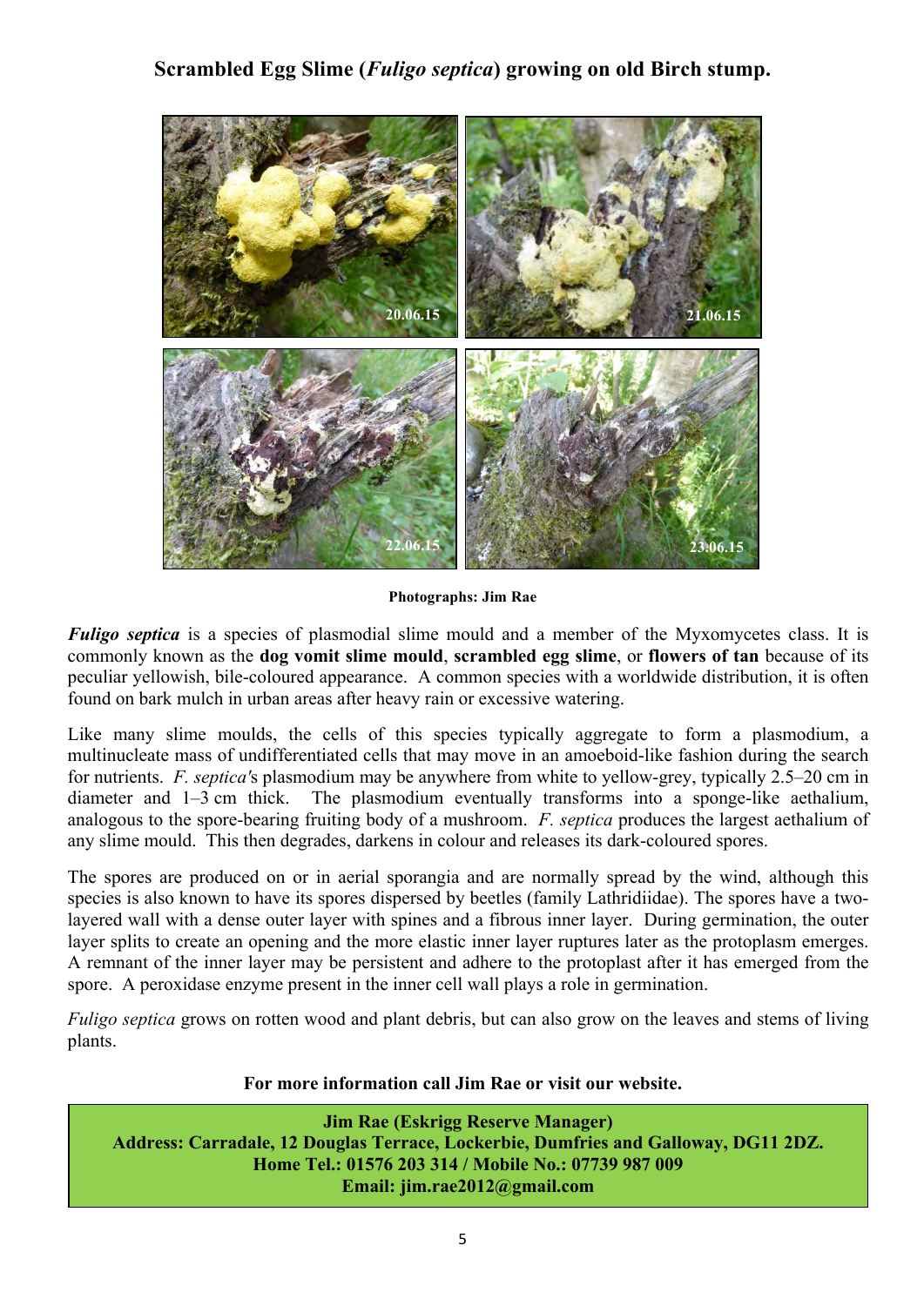## Scrambled Egg Slime (*Fuligo septica*) growing on old Birch stump.

20.06.15

21.06.15

22.06.15

23.06.15

**Photographs: Jim Rae**

***Fuligo septica*** is a species of plasmodial slime mould and a member of the Myxomycetes class. It is commonly known as the **dog vomit slime mould**, **scrambled egg slime**, or **flowers of tan** because of its peculiar yellowish, bile-coloured appearance. A common species with a worldwide distribution, it is often found on bark mulch in urban areas after heavy rain or excessive watering.

Like many slime moulds, the cells of this species typically aggregate to form a plasmodium, a multinucleate mass of undifferentiated cells that may move in an amoeboid-like fashion during the search for nutrients. *F. septica*'s plasmodium may be anywhere from white to yellow-grey, typically 2.5–20 cm in diameter and 1–3 cm thick. The plasmodium eventually transforms into a sponge-like aethalium, analogous to the spore-bearing fruiting body of a mushroom. *F. septica* produces the largest aethalium of any slime mould. This then degrades, darkens in colour and releases its dark-coloured spores.

The spores are produced on or in aerial sporangia and are normally spread by the wind, although this species is also known to have its spores dispersed by beetles (family Lathridiidae). The spores have a two-layered wall with a dense outer layer with spines and a fibrous inner layer. During germination, the outer layer splits to create an opening and the more elastic inner layer ruptures later as the protoplasm emerges. A remnant of the inner layer may be persistent and adhere to the protoplast after it has emerged from the spore. A peroxidase enzyme present in the inner cell wall plays a role in germination.

*Fuligo septica* grows on rotten wood and plant debris, but can also grow on the leaves and stems of living plants.

**For more information call Jim Rae or visit our website.**

**Jim Rae (Eskrigg Reserve Manager)**
**Address: Carradale, 12 Douglas Terrace, Lockerbie, Dumfries and Galloway, DG11 2DZ.**
**Home Tel.: 01576 203 314 / Mobile No.: 07739 987 009**
**Email: jim.rae2012@gmail.com**